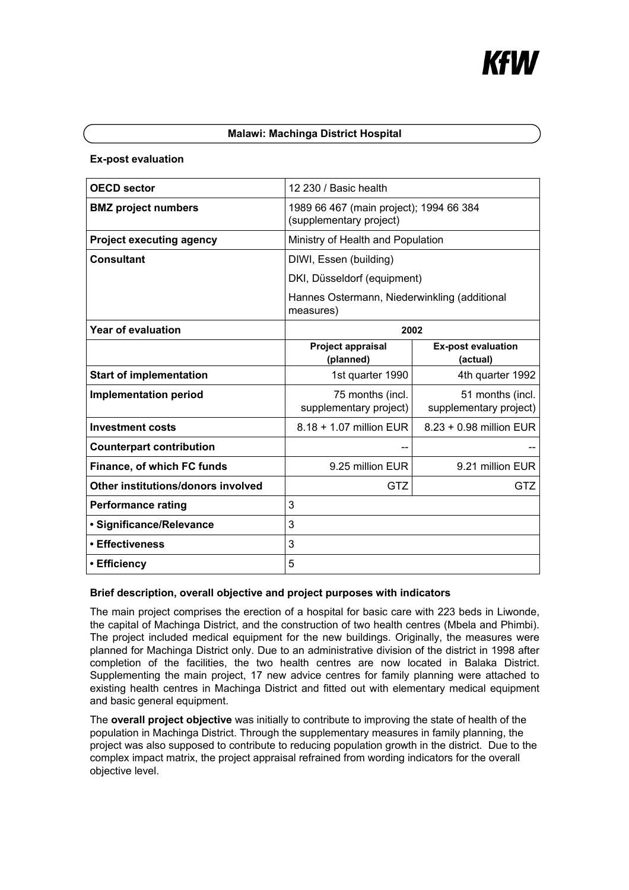## Malawi: Machinga District Hospital

### Ex-post evaluation

| | | |
|---|---|---|
| **OECD sector** | 12 230 / Basic health | |
| **BMZ project numbers** | 1989 66 467 (main project); 1994 66 384 (supplementary project) | |
| **Project executing agency** | Ministry of Health and Population | |
| **Consultant** | DIWI, Essen (building)<br>DKI, Düsseldorf (equipment)<br>Hannes Ostermann, Niederwinkling (additional measures) | |
| **Year of evaluation** | 2002 | |
| | **Project appraisal (planned)** | **Ex-post evaluation (actual)** |
| **Start of implementation** | 1st quarter 1990 | 4th quarter 1992 |
| **Implementation period** | 75 months (incl. supplementary project) | 51 months (incl. supplementary project) |
| **Investment costs** | 8.18 + 1.07 million EUR | 8.23 + 0.98 million EUR |
| **Counterpart contribution** | -- | -- |
| **Finance, of which FC funds** | 9.25 million EUR | 9.21 million EUR |
| **Other institutions/donors involved** | GTZ | GTZ |
| **Performance rating** | 3 | |
| **• Significance/Relevance** | 3 | |
| **• Effectiveness** | 3 | |
| **• Efficiency** | 5 | |

**Brief description, overall objective and project purposes with indicators**

The main project comprises the erection of a hospital for basic care with 223 beds in Liwonde, the capital of Machinga District, and the construction of two health centres (Mbela and Phimbi). The project included medical equipment for the new buildings. Originally, the measures were planned for Machinga District only. Due to an administrative division of the district in 1998 after completion of the facilities, the two health centres are now located in Balaka District. Supplementing the main project, 17 new advice centres for family planning were attached to existing health centres in Machinga District and fitted out with elementary medical equipment and basic general equipment.

The **overall project objective** was initially to contribute to improving the state of health of the population in Machinga District. Through the supplementary measures in family planning, the project was also supposed to contribute to reducing population growth in the district. Due to the complex impact matrix, the project appraisal refrained from wording indicators for the overall objective level.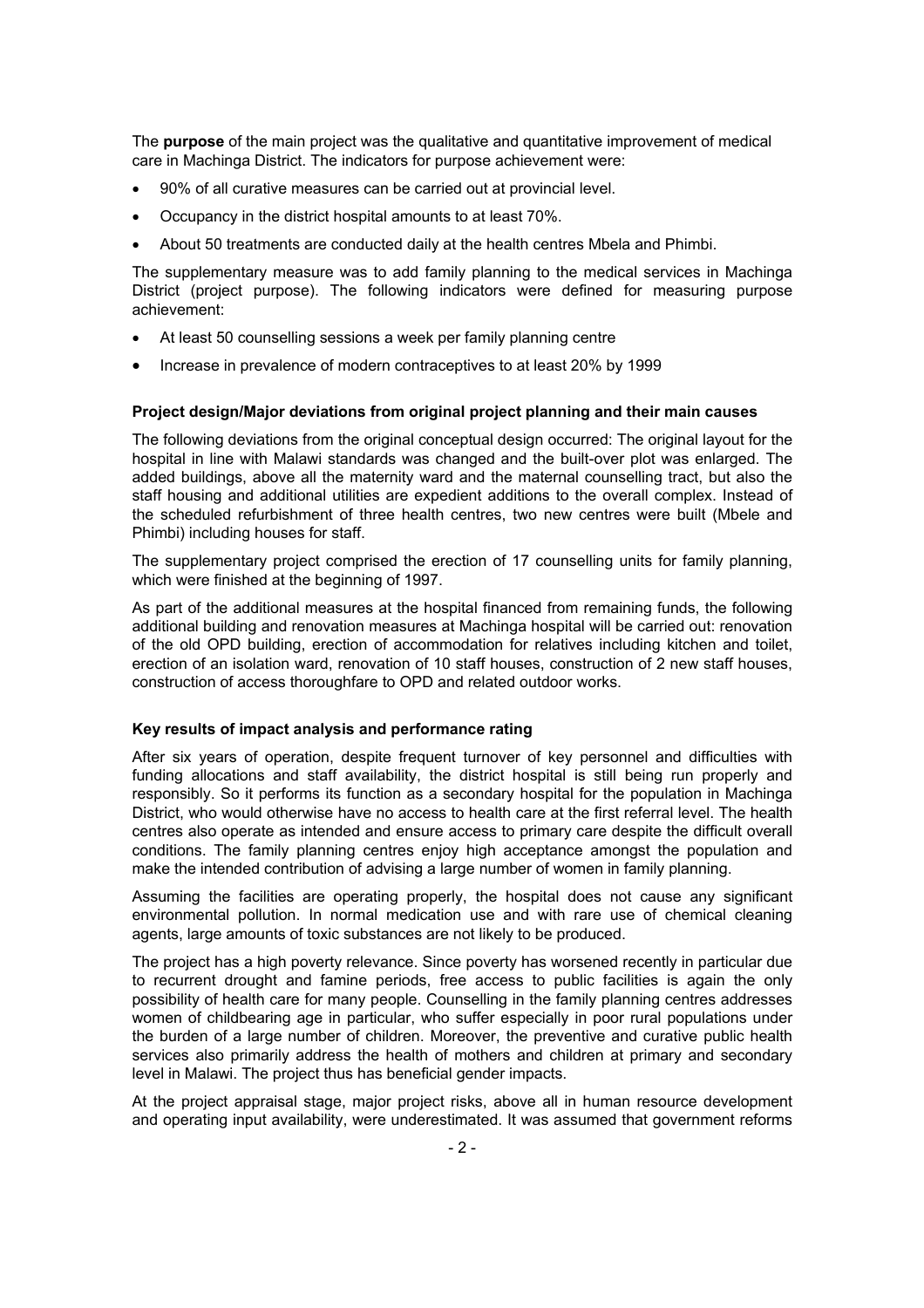The **purpose** of the main project was the qualitative and quantitative improvement of medical care in Machinga District. The indicators for purpose achievement were:

- 90% of all curative measures can be carried out at provincial level.
- Occupancy in the district hospital amounts to at least 70%.
- About 50 treatments are conducted daily at the health centres Mbela and Phimbi.

The supplementary measure was to add family planning to the medical services in Machinga District (project purpose). The following indicators were defined for measuring purpose achievement:

- At least 50 counselling sessions a week per family planning centre
- Increase in prevalence of modern contraceptives to at least 20% by 1999

**Project design/Major deviations from original project planning and their main causes**

The following deviations from the original conceptual design occurred: The original layout for the hospital in line with Malawi standards was changed and the built-over plot was enlarged. The added buildings, above all the maternity ward and the maternal counselling tract, but also the staff housing and additional utilities are expedient additions to the overall complex. Instead of the scheduled refurbishment of three health centres, two new centres were built (Mbele and Phimbi) including houses for staff.

The supplementary project comprised the erection of 17 counselling units for family planning, which were finished at the beginning of 1997.

As part of the additional measures at the hospital financed from remaining funds, the following additional building and renovation measures at Machinga hospital will be carried out: renovation of the old OPD building, erection of accommodation for relatives including kitchen and toilet, erection of an isolation ward, renovation of 10 staff houses, construction of 2 new staff houses, construction of access thoroughfare to OPD and related outdoor works.

**Key results of impact analysis and performance rating**

After six years of operation, despite frequent turnover of key personnel and difficulties with funding allocations and staff availability, the district hospital is still being run properly and responsibly. So it performs its function as a secondary hospital for the population in Machinga District, who would otherwise have no access to health care at the first referral level. The health centres also operate as intended and ensure access to primary care despite the difficult overall conditions. The family planning centres enjoy high acceptance amongst the population and make the intended contribution of advising a large number of women in family planning.

Assuming the facilities are operating properly, the hospital does not cause any significant environmental pollution. In normal medication use and with rare use of chemical cleaning agents, large amounts of toxic substances are not likely to be produced.

The project has a high poverty relevance. Since poverty has worsened recently in particular due to recurrent drought and famine periods, free access to public facilities is again the only possibility of health care for many people. Counselling in the family planning centres addresses women of childbearing age in particular, who suffer especially in poor rural populations under the burden of a large number of children. Moreover, the preventive and curative public health services also primarily address the health of mothers and children at primary and secondary level in Malawi. The project thus has beneficial gender impacts.

At the project appraisal stage, major project risks, above all in human resource development and operating input availability, were underestimated. It was assumed that government reforms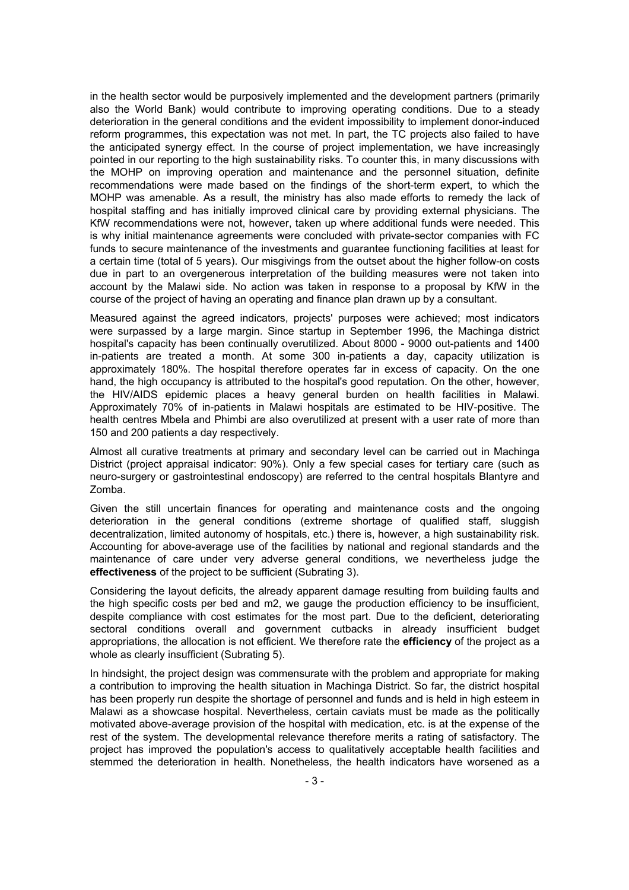in the health sector would be purposively implemented and the development partners (primarily also the World Bank) would contribute to improving operating conditions. Due to a steady deterioration in the general conditions and the evident impossibility to implement donor-induced reform programmes, this expectation was not met. In part, the TC projects also failed to have the anticipated synergy effect. In the course of project implementation, we have increasingly pointed in our reporting to the high sustainability risks. To counter this, in many discussions with the MOHP on improving operation and maintenance and the personnel situation, definite recommendations were made based on the findings of the short-term expert, to which the MOHP was amenable. As a result, the ministry has also made efforts to remedy the lack of hospital staffing and has initially improved clinical care by providing external physicians. The KfW recommendations were not, however, taken up where additional funds were needed. This is why initial maintenance agreements were concluded with private-sector companies with FC funds to secure maintenance of the investments and guarantee functioning facilities at least for a certain time (total of 5 years). Our misgivings from the outset about the higher follow-on costs due in part to an overgenerous interpretation of the building measures were not taken into account by the Malawi side. No action was taken in response to a proposal by KfW in the course of the project of having an operating and finance plan drawn up by a consultant.

Measured against the agreed indicators, projects' purposes were achieved; most indicators were surpassed by a large margin. Since startup in September 1996, the Machinga district hospital's capacity has been continually overutilized. About 8000 - 9000 out-patients and 1400 in-patients are treated a month. At some 300 in-patients a day, capacity utilization is approximately 180%. The hospital therefore operates far in excess of capacity. On the one hand, the high occupancy is attributed to the hospital's good reputation. On the other, however, the HIV/AIDS epidemic places a heavy general burden on health facilities in Malawi. Approximately 70% of in-patients in Malawi hospitals are estimated to be HIV-positive. The health centres Mbela and Phimbi are also overutilized at present with a user rate of more than 150 and 200 patients a day respectively.

Almost all curative treatments at primary and secondary level can be carried out in Machinga District (project appraisal indicator: 90%). Only a few special cases for tertiary care (such as neuro-surgery or gastrointestinal endoscopy) are referred to the central hospitals Blantyre and Zomba.

Given the still uncertain finances for operating and maintenance costs and the ongoing deterioration in the general conditions (extreme shortage of qualified staff, sluggish decentralization, limited autonomy of hospitals, etc.) there is, however, a high sustainability risk. Accounting for above-average use of the facilities by national and regional standards and the maintenance of care under very adverse general conditions, we nevertheless judge the **effectiveness** of the project to be sufficient (Subrating 3).

Considering the layout deficits, the already apparent damage resulting from building faults and the high specific costs per bed and m2, we gauge the production efficiency to be insufficient, despite compliance with cost estimates for the most part. Due to the deficient, deteriorating sectoral conditions overall and government cutbacks in already insufficient budget appropriations, the allocation is not efficient. We therefore rate the **efficiency** of the project as a whole as clearly insufficient (Subrating 5).

In hindsight, the project design was commensurate with the problem and appropriate for making a contribution to improving the health situation in Machinga District. So far, the district hospital has been properly run despite the shortage of personnel and funds and is held in high esteem in Malawi as a showcase hospital. Nevertheless, certain caviats must be made as the politically motivated above-average provision of the hospital with medication, etc. is at the expense of the rest of the system. The developmental relevance therefore merits a rating of satisfactory. The project has improved the population's access to qualitatively acceptable health facilities and stemmed the deterioration in health. Nonetheless, the health indicators have worsened as a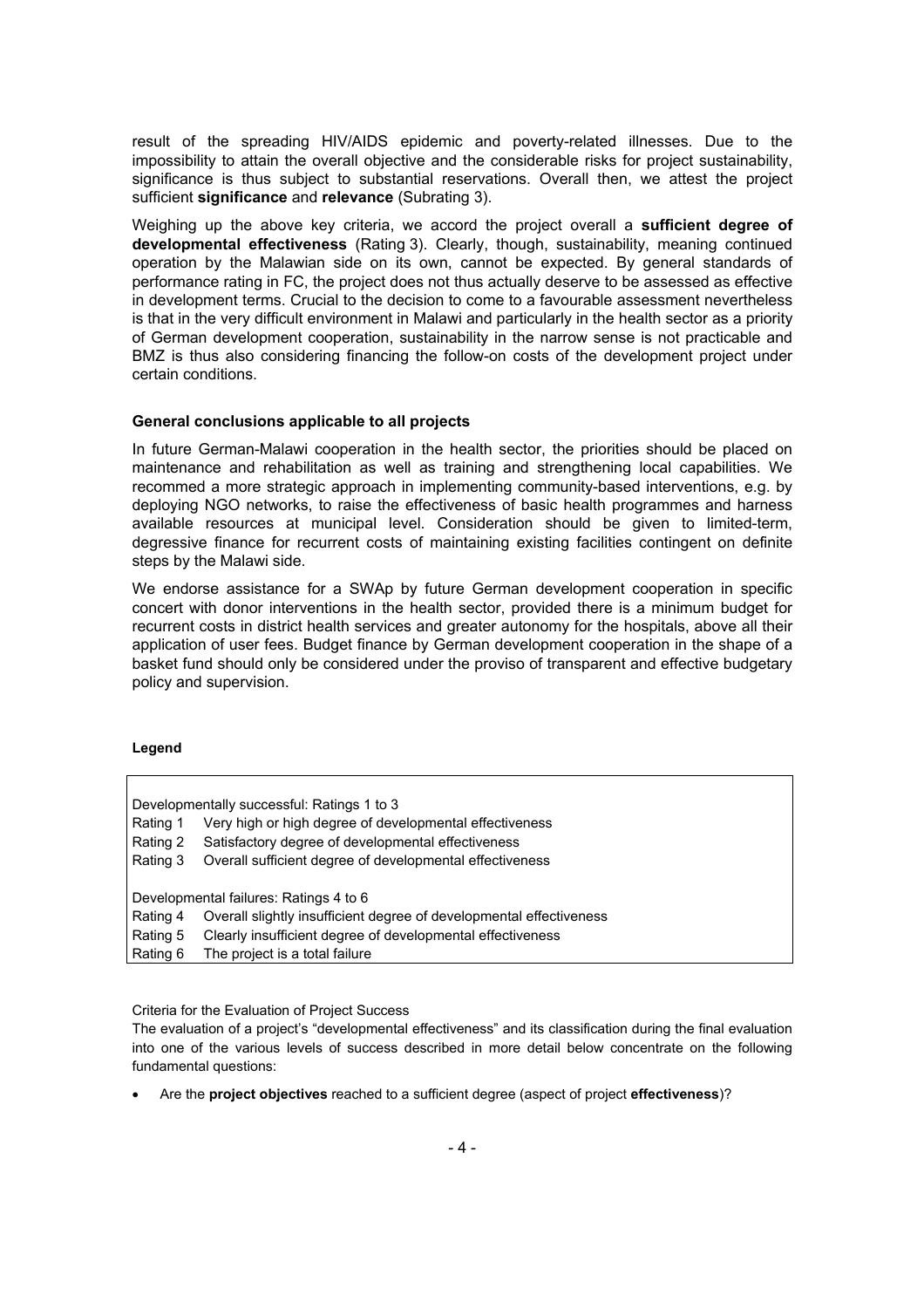result of the spreading HIV/AIDS epidemic and poverty-related illnesses. Due to the impossibility to attain the overall objective and the considerable risks for project sustainability, significance is thus subject to substantial reservations. Overall then, we attest the project sufficient **significance** and **relevance** (Subrating 3).

Weighing up the above key criteria, we accord the project overall a **sufficient degree of developmental effectiveness** (Rating 3). Clearly, though, sustainability, meaning continued operation by the Malawian side on its own, cannot be expected. By general standards of performance rating in FC, the project does not thus actually deserve to be assessed as effective in development terms. Crucial to the decision to come to a favourable assessment nevertheless is that in the very difficult environment in Malawi and particularly in the health sector as a priority of German development cooperation, sustainability in the narrow sense is not practicable and BMZ is thus also considering financing the follow-on costs of the development project under certain conditions.

### General conclusions applicable to all projects

In future German-Malawi cooperation in the health sector, the priorities should be placed on maintenance and rehabilitation as well as training and strengthening local capabilities. We recommed a more strategic approach in implementing community-based interventions, e.g. by deploying NGO networks, to raise the effectiveness of basic health programmes and harness available resources at municipal level. Consideration should be given to limited-term, degressive finance for recurrent costs of maintaining existing facilities contingent on definite steps by the Malawi side.

We endorse assistance for a SWAp by future German development cooperation in specific concert with donor interventions in the health sector, provided there is a minimum budget for recurrent costs in district health services and greater autonomy for the hospitals, above all their application of user fees. Budget finance by German development cooperation in the shape of a basket fund should only be considered under the proviso of transparent and effective budgetary policy and supervision.

#### Legend

| | |
|---|---|
| Developmentally successful: Ratings 1 to 3 | |
| Rating 1 | Very high or high degree of developmental effectiveness |
| Rating 2 | Satisfactory degree of developmental effectiveness |
| Rating 3 | Overall sufficient degree of developmental effectiveness |
| Developmental failures: Ratings 4 to 6 | |
| Rating 4 | Overall slightly insufficient degree of developmental effectiveness |
| Rating 5 | Clearly insufficient degree of developmental effectiveness |
| Rating 6 | The project is a total failure |

Criteria for the Evaluation of Project Success

The evaluation of a project's "developmental effectiveness" and its classification during the final evaluation into one of the various levels of success described in more detail below concentrate on the following fundamental questions:

- Are the **project objectives** reached to a sufficient degree (aspect of project **effectiveness**)?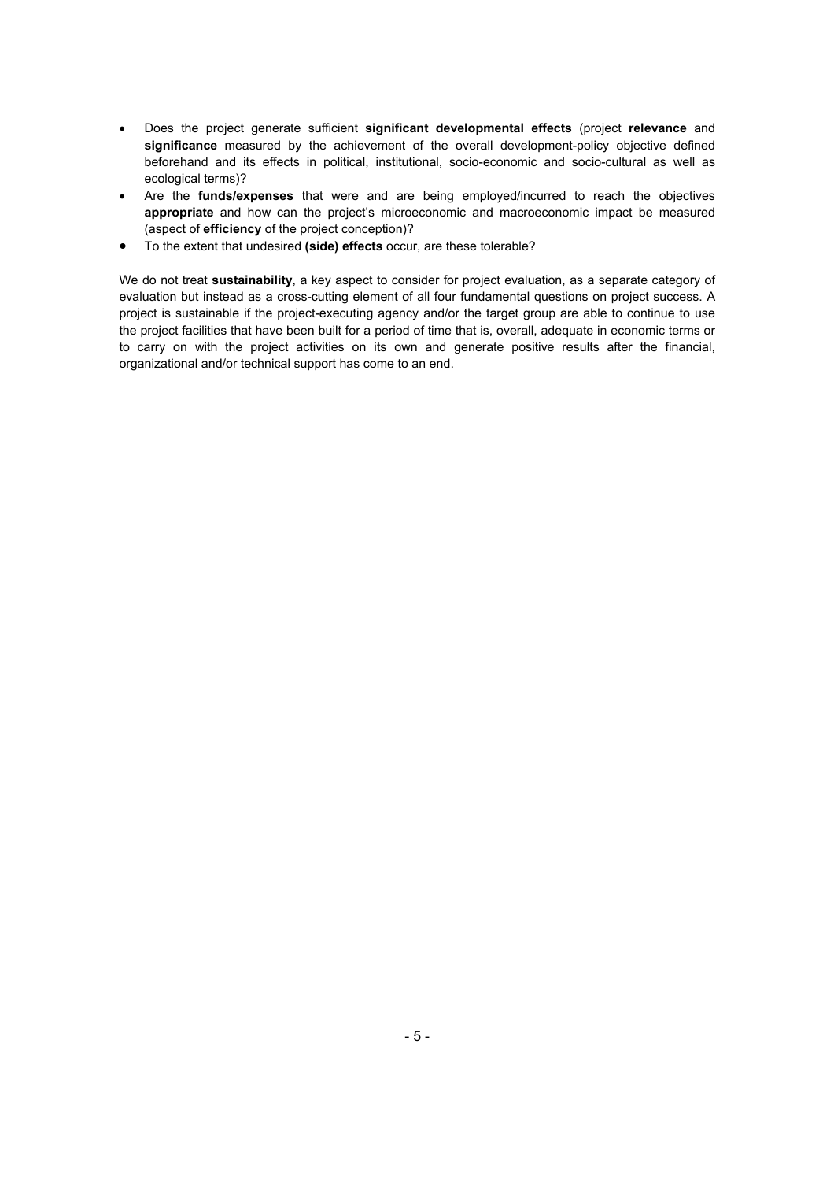- Does the project generate sufficient **significant developmental effects** (project **relevance** and **significance** measured by the achievement of the overall development-policy objective defined beforehand and its effects in political, institutional, socio-economic and socio-cultural as well as ecological terms)?
- Are the **funds/expenses** that were and are being employed/incurred to reach the objectives **appropriate** and how can the project's microeconomic and macroeconomic impact be measured (aspect of **efficiency** of the project conception)?
- To the extent that undesired **(side) effects** occur, are these tolerable?

We do not treat **sustainability**, a key aspect to consider for project evaluation, as a separate category of evaluation but instead as a cross-cutting element of all four fundamental questions on project success. A project is sustainable if the project-executing agency and/or the target group are able to continue to use the project facilities that have been built for a period of time that is, overall, adequate in economic terms or to carry on with the project activities on its own and generate positive results after the financial, organizational and/or technical support has come to an end.